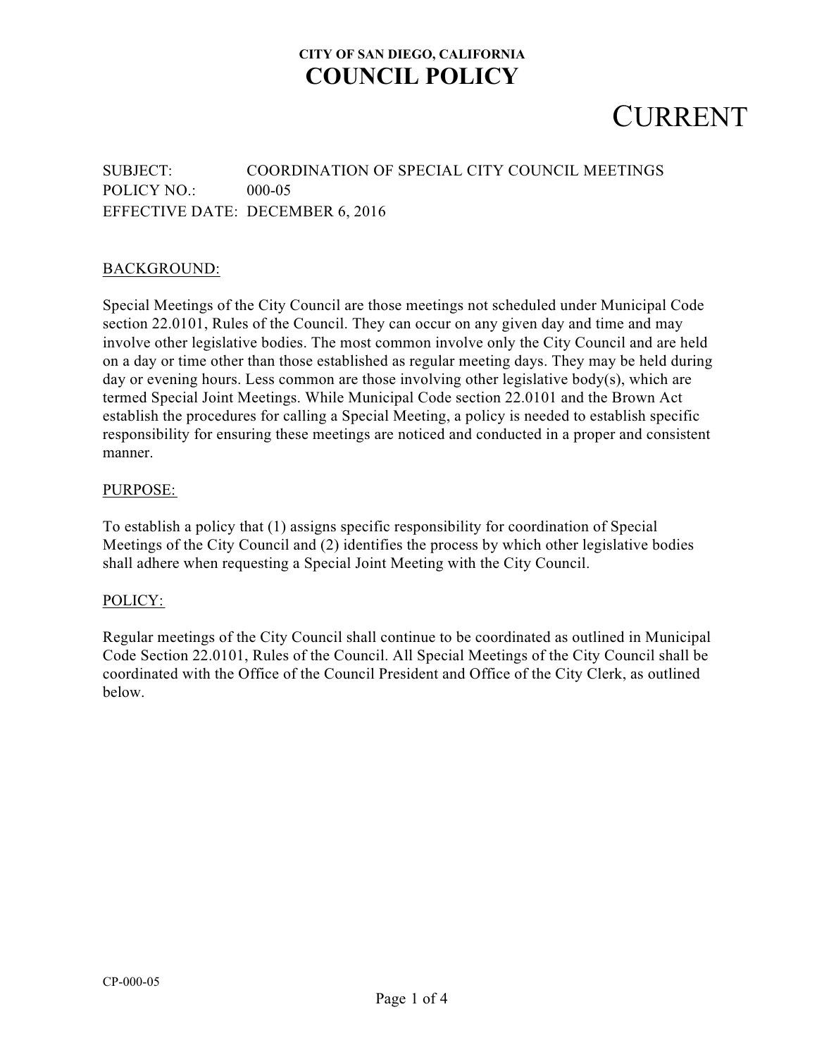**CITY OF SAN DIEGO, CALIFORNIA**

# COUNCIL POLICY

CURRENT

SUBJECT: COORDINATION OF SPECIAL CITY COUNCIL MEETINGS
POLICY NO.: 000-05
EFFECTIVE DATE: DECEMBER 6, 2016

## BACKGROUND:

Special Meetings of the City Council are those meetings not scheduled under Municipal Code section 22.0101, Rules of the Council. They can occur on any given day and time and may involve other legislative bodies. The most common involve only the City Council and are held on a day or time other than those established as regular meeting days. They may be held during day or evening hours. Less common are those involving other legislative body(s), which are termed Special Joint Meetings. While Municipal Code section 22.0101 and the Brown Act establish the procedures for calling a Special Meeting, a policy is needed to establish specific responsibility for ensuring these meetings are noticed and conducted in a proper and consistent manner.

## PURPOSE:

To establish a policy that (1) assigns specific responsibility for coordination of Special Meetings of the City Council and (2) identifies the process by which other legislative bodies shall adhere when requesting a Special Joint Meeting with the City Council.

## POLICY:

Regular meetings of the City Council shall continue to be coordinated as outlined in Municipal Code Section 22.0101, Rules of the Council. All Special Meetings of the City Council shall be coordinated with the Office of the Council President and Office of the City Clerk, as outlined below.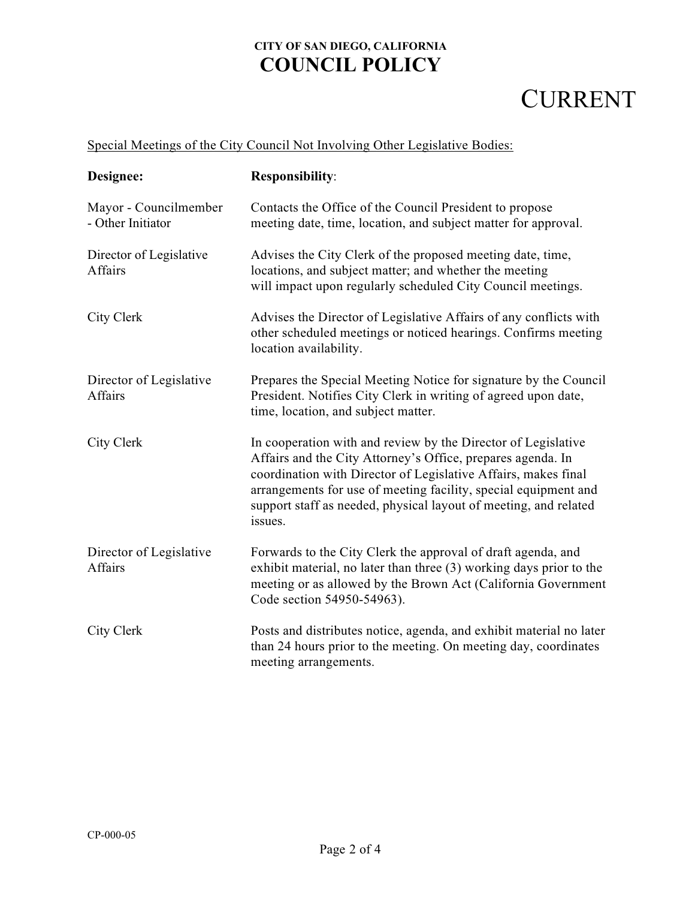Special Meetings of the City Council Not Involving Other Legislative Bodies:

| **Designee:** | **Responsibility**: |
|---|---|
| Mayor - Councilmember - Other Initiator | Contacts the Office of the Council President to propose meeting date, time, location, and subject matter for approval. |
| Director of Legislative Affairs | Advises the City Clerk of the proposed meeting date, time, locations, and subject matter; and whether the meeting will impact upon regularly scheduled City Council meetings. |
| City Clerk | Advises the Director of Legislative Affairs of any conflicts with other scheduled meetings or noticed hearings. Confirms meeting location availability. |
| Director of Legislative Affairs | Prepares the Special Meeting Notice for signature by the Council President. Notifies City Clerk in writing of agreed upon date, time, location, and subject matter. |
| City Clerk | In cooperation with and review by the Director of Legislative Affairs and the City Attorney's Office, prepares agenda. In coordination with Director of Legislative Affairs, makes final arrangements for use of meeting facility, special equipment and support staff as needed, physical layout of meeting, and related issues. |
| Director of Legislative Affairs | Forwards to the City Clerk the approval of draft agenda, and exhibit material, no later than three (3) working days prior to the meeting or as allowed by the Brown Act (California Government Code section 54950-54963). |
| City Clerk | Posts and distributes notice, agenda, and exhibit material no later than 24 hours prior to the meeting. On meeting day, coordinates meeting arrangements. |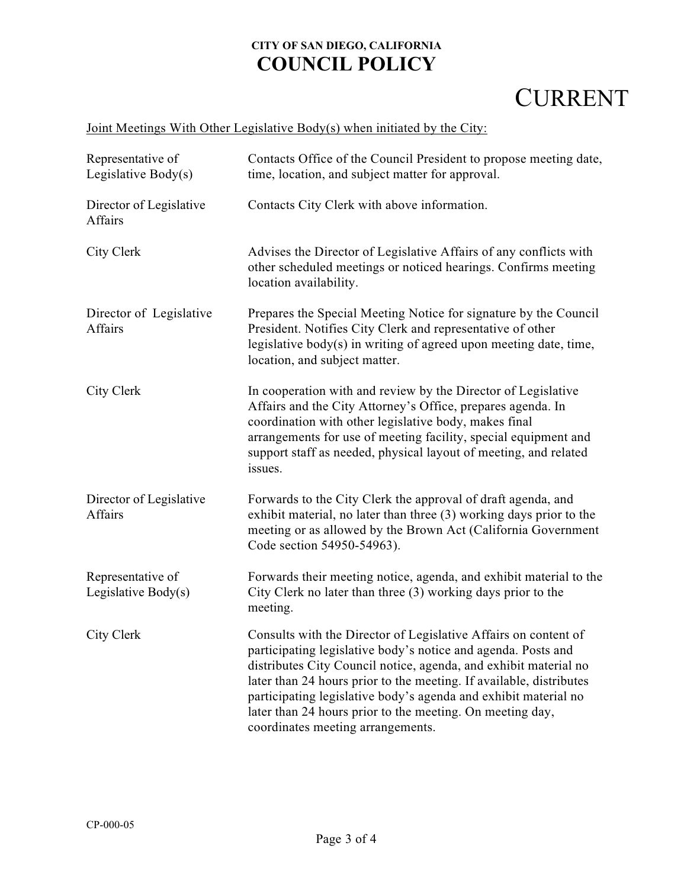**CITY OF SAN DIEGO, CALIFORNIA**

# COUNCIL POLICY

# CURRENT

Joint Meetings With Other Legislative Body(s) when initiated by the City:

| | |
|---|---|
| Representative of Legislative Body(s) | Contacts Office of the Council President to propose meeting date, time, location, and subject matter for approval. |
| Director of Legislative Affairs | Contacts City Clerk with above information. |
| City Clerk | Advises the Director of Legislative Affairs of any conflicts with other scheduled meetings or noticed hearings. Confirms meeting location availability. |
| Director of Legislative Affairs | Prepares the Special Meeting Notice for signature by the Council President. Notifies City Clerk and representative of other legislative body(s) in writing of agreed upon meeting date, time, location, and subject matter. |
| City Clerk | In cooperation with and review by the Director of Legislative Affairs and the City Attorney's Office, prepares agenda. In coordination with other legislative body, makes final arrangements for use of meeting facility, special equipment and support staff as needed, physical layout of meeting, and related issues. |
| Director of Legislative Affairs | Forwards to the City Clerk the approval of draft agenda, and exhibit material, no later than three (3) working days prior to the meeting or as allowed by the Brown Act (California Government Code section 54950-54963). |
| Representative of Legislative Body(s) | Forwards their meeting notice, agenda, and exhibit material to the City Clerk no later than three (3) working days prior to the meeting. |
| City Clerk | Consults with the Director of Legislative Affairs on content of participating legislative body's notice and agenda. Posts and distributes City Council notice, agenda, and exhibit material no later than 24 hours prior to the meeting. If available, distributes participating legislative body's agenda and exhibit material no later than 24 hours prior to the meeting. On meeting day, coordinates meeting arrangements. |

CP-000-05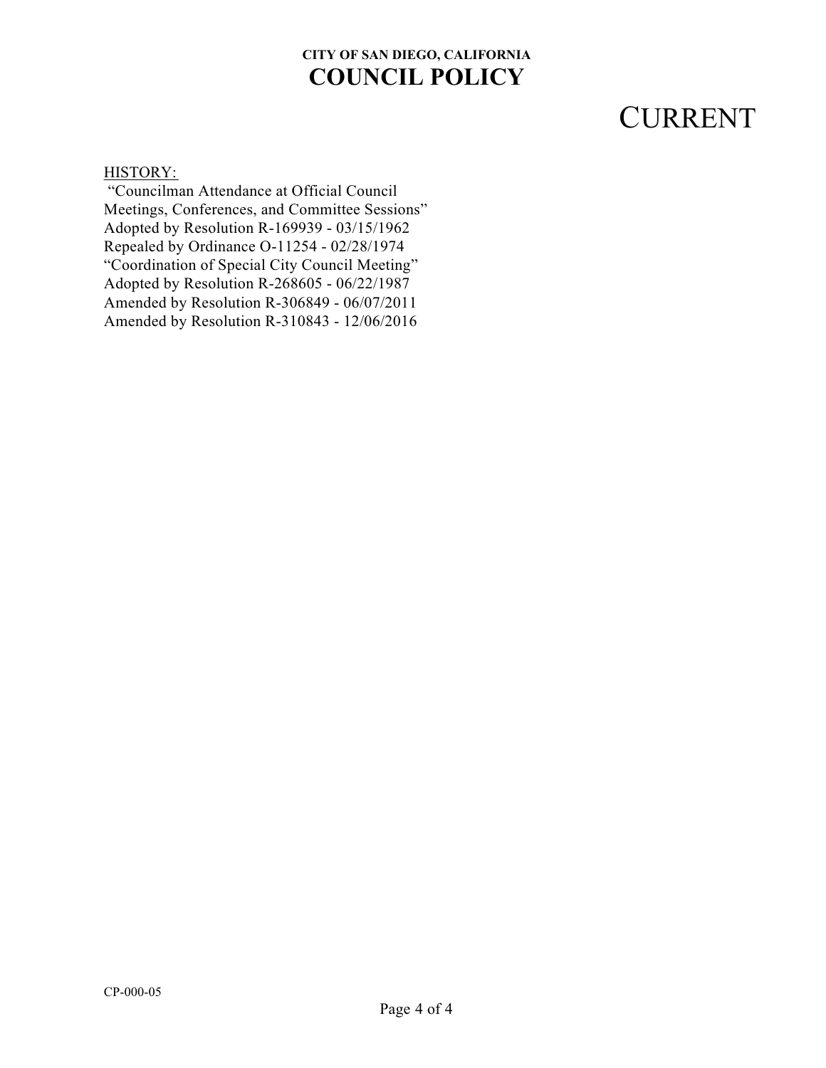HISTORY:

"Councilman Attendance at Official Council Meetings, Conferences, and Committee Sessions"
Adopted by Resolution R-169939 - 03/15/1962
Repealed by Ordinance O-11254 - 02/28/1974
"Coordination of Special City Council Meeting"
Adopted by Resolution R-268605 - 06/22/1987
Amended by Resolution R-306849 - 06/07/2011
Amended by Resolution R-310843 - 12/06/2016